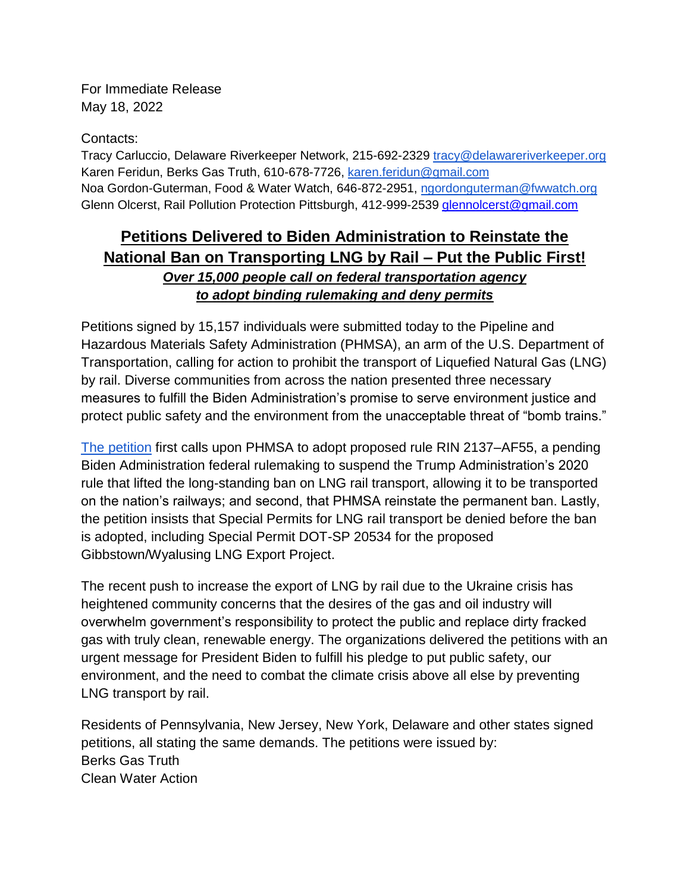For Immediate Release
May 18, 2022

Contacts:
Tracy Carluccio, Delaware Riverkeeper Network, 215-692-2329 tracy@delawareriverkeeper.org
Karen Feridun, Berks Gas Truth, 610-678-7726, karen.feridun@gmail.com
Noa Gordon-Guterman, Food & Water Watch, 646-872-2951, ngordonguterman@fwwatch.org
Glenn Olcerst, Rail Pollution Protection Pittsburgh, 412-999-2539 glennolcerst@gmail.com

# Petitions Delivered to Biden Administration to Reinstate the National Ban on Transporting LNG by Rail – Put the Public First!

***Over 15,000 people call on federal transportation agency to adopt binding rulemaking and deny permits***

Petitions signed by 15,157 individuals were submitted today to the Pipeline and Hazardous Materials Safety Administration (PHMSA), an arm of the U.S. Department of Transportation, calling for action to prohibit the transport of Liquefied Natural Gas (LNG) by rail. Diverse communities from across the nation presented three necessary measures to fulfill the Biden Administration's promise to serve environment justice and protect public safety and the environment from the unacceptable threat of "bomb trains."

The petition first calls upon PHMSA to adopt proposed rule RIN 2137–AF55, a pending Biden Administration federal rulemaking to suspend the Trump Administration's 2020 rule that lifted the long-standing ban on LNG rail transport, allowing it to be transported on the nation's railways; and second, that PHMSA reinstate the permanent ban. Lastly, the petition insists that Special Permits for LNG rail transport be denied before the ban is adopted, including Special Permit DOT-SP 20534 for the proposed Gibbstown/Wyalusing LNG Export Project.

The recent push to increase the export of LNG by rail due to the Ukraine crisis has heightened community concerns that the desires of the gas and oil industry will overwhelm government's responsibility to protect the public and replace dirty fracked gas with truly clean, renewable energy. The organizations delivered the petitions with an urgent message for President Biden to fulfill his pledge to put public safety, our environment, and the need to combat the climate crisis above all else by preventing LNG transport by rail.

Residents of Pennsylvania, New Jersey, New York, Delaware and other states signed petitions, all stating the same demands. The petitions were issued by:
Berks Gas Truth
Clean Water Action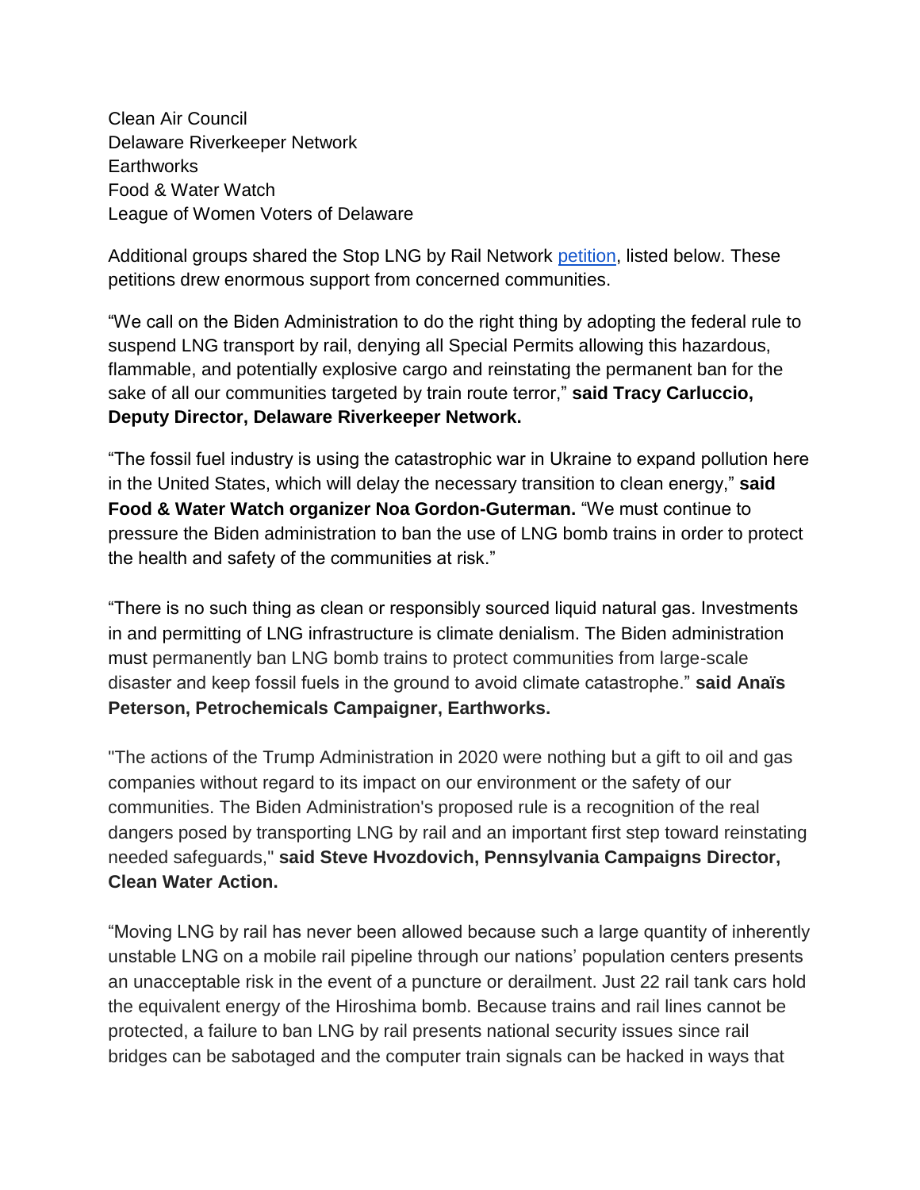Clean Air Council
Delaware Riverkeeper Network
Earthworks
Food & Water Watch
League of Women Voters of Delaware

Additional groups shared the Stop LNG by Rail Network [petition](), listed below. These petitions drew enormous support from concerned communities.

“We call on the Biden Administration to do the right thing by adopting the federal rule to suspend LNG transport by rail, denying all Special Permits allowing this hazardous, flammable, and potentially explosive cargo and reinstating the permanent ban for the sake of all our communities targeted by train route terror,” **said Tracy Carluccio, Deputy Director, Delaware Riverkeeper Network.**

“The fossil fuel industry is using the catastrophic war in Ukraine to expand pollution here in the United States, which will delay the necessary transition to clean energy,” **said Food & Water Watch organizer Noa Gordon-Guterman.** “We must continue to pressure the Biden administration to ban the use of LNG bomb trains in order to protect the health and safety of the communities at risk.”

“There is no such thing as clean or responsibly sourced liquid natural gas. Investments in and permitting of LNG infrastructure is climate denialism. The Biden administration must permanently ban LNG bomb trains to protect communities from large-scale disaster and keep fossil fuels in the ground to avoid climate catastrophe.” **said Anaïs Peterson, Petrochemicals Campaigner, Earthworks.**

"The actions of the Trump Administration in 2020 were nothing but a gift to oil and gas companies without regard to its impact on our environment or the safety of our communities. The Biden Administration's proposed rule is a recognition of the real dangers posed by transporting LNG by rail and an important first step toward reinstating needed safeguards," **said Steve Hvozdovich, Pennsylvania Campaigns Director, Clean Water Action.**

“Moving LNG by rail has never been allowed because such a large quantity of inherently unstable LNG on a mobile rail pipeline through our nations’ population centers presents an unacceptable risk in the event of a puncture or derailment. Just 22 rail tank cars hold the equivalent energy of the Hiroshima bomb. Because trains and rail lines cannot be protected, a failure to ban LNG by rail presents national security issues since rail bridges can be sabotaged and the computer train signals can be hacked in ways that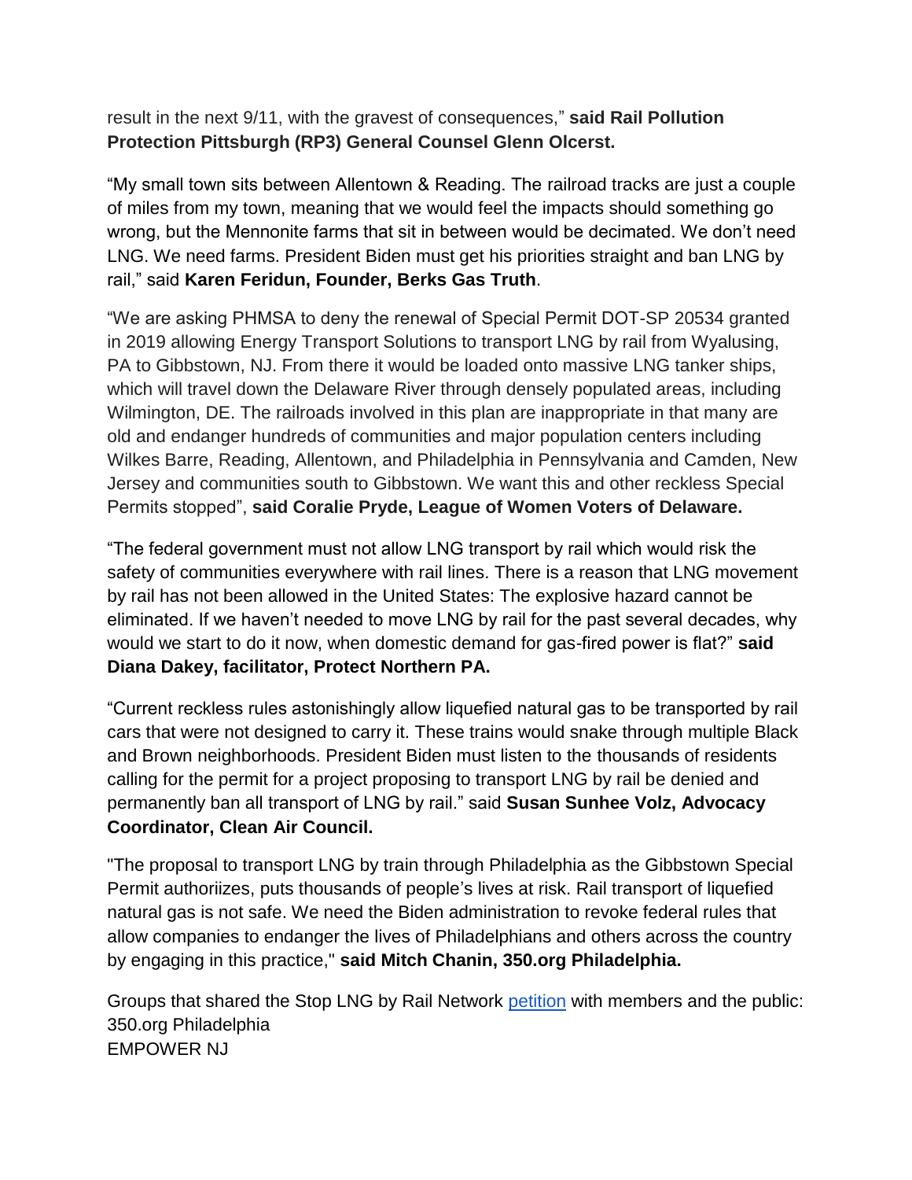result in the next 9/11, with the gravest of consequences," **said Rail Pollution Protection Pittsburgh (RP3) General Counsel Glenn Olcerst.**

"My small town sits between Allentown & Reading. The railroad tracks are just a couple of miles from my town, meaning that we would feel the impacts should something go wrong, but the Mennonite farms that sit in between would be decimated. We don't need LNG. We need farms. President Biden must get his priorities straight and ban LNG by rail," said **Karen Feridun, Founder, Berks Gas Truth**.

"We are asking PHMSA to deny the renewal of Special Permit DOT-SP 20534 granted in 2019 allowing Energy Transport Solutions to transport LNG by rail from Wyalusing, PA to Gibbstown, NJ. From there it would be loaded onto massive LNG tanker ships, which will travel down the Delaware River through densely populated areas, including Wilmington, DE. The railroads involved in this plan are inappropriate in that many are old and endanger hundreds of communities and major population centers including Wilkes Barre, Reading, Allentown, and Philadelphia in Pennsylvania and Camden, New Jersey and communities south to Gibbstown. We want this and other reckless Special Permits stopped", **said Coralie Pryde, League of Women Voters of Delaware.**

"The federal government must not allow LNG transport by rail which would risk the safety of communities everywhere with rail lines. There is a reason that LNG movement by rail has not been allowed in the United States: The explosive hazard cannot be eliminated. If we haven't needed to move LNG by rail for the past several decades, why would we start to do it now, when domestic demand for gas-fired power is flat?" **said Diana Dakey, facilitator, Protect Northern PA.**

"Current reckless rules astonishingly allow liquefied natural gas to be transported by rail cars that were not designed to carry it. These trains would snake through multiple Black and Brown neighborhoods. President Biden must listen to the thousands of residents calling for the permit for a project proposing to transport LNG by rail be denied and permanently ban all transport of LNG by rail." said **Susan Sunhee Volz, Advocacy Coordinator, Clean Air Council.**

"The proposal to transport LNG by train through Philadelphia as the Gibbstown Special Permit authoriizes, puts thousands of people's lives at risk. Rail transport of liquefied natural gas is not safe. We need the Biden administration to revoke federal rules that allow companies to endanger the lives of Philadelphians and others across the country by engaging in this practice," **said Mitch Chanin, 350.org Philadelphia.**

Groups that shared the Stop LNG by Rail Network petition with members and the public:
350.org Philadelphia
EMPOWER NJ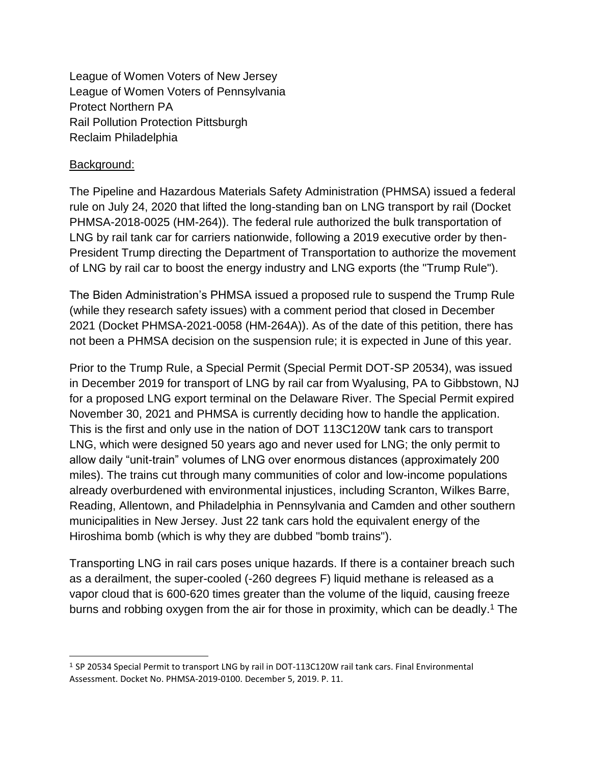League of Women Voters of New Jersey
League of Women Voters of Pennsylvania
Protect Northern PA
Rail Pollution Protection Pittsburgh
Reclaim Philadelphia

Background:

The Pipeline and Hazardous Materials Safety Administration (PHMSA) issued a federal rule on July 24, 2020 that lifted the long-standing ban on LNG transport by rail (Docket PHMSA-2018-0025 (HM-264)). The federal rule authorized the bulk transportation of LNG by rail tank car for carriers nationwide, following a 2019 executive order by then-President Trump directing the Department of Transportation to authorize the movement of LNG by rail car to boost the energy industry and LNG exports (the "Trump Rule").

The Biden Administration's PHMSA issued a proposed rule to suspend the Trump Rule (while they research safety issues) with a comment period that closed in December 2021 (Docket PHMSA-2021-0058 (HM-264A)). As of the date of this petition, there has not been a PHMSA decision on the suspension rule; it is expected in June of this year.

Prior to the Trump Rule, a Special Permit (Special Permit DOT-SP 20534), was issued in December 2019 for transport of LNG by rail car from Wyalusing, PA to Gibbstown, NJ for a proposed LNG export terminal on the Delaware River. The Special Permit expired November 30, 2021 and PHMSA is currently deciding how to handle the application. This is the first and only use in the nation of DOT 113C120W tank cars to transport LNG, which were designed 50 years ago and never used for LNG; the only permit to allow daily "unit-train" volumes of LNG over enormous distances (approximately 200 miles). The trains cut through many communities of color and low-income populations already overburdened with environmental injustices, including Scranton, Wilkes Barre, Reading, Allentown, and Philadelphia in Pennsylvania and Camden and other southern municipalities in New Jersey. Just 22 tank cars hold the equivalent energy of the Hiroshima bomb (which is why they are dubbed "bomb trains").

Transporting LNG in rail cars poses unique hazards. If there is a container breach such as a derailment, the super-cooled (-260 degrees F) liquid methane is released as a vapor cloud that is 600-620 times greater than the volume of the liquid, causing freeze burns and robbing oxygen from the air for those in proximity, which can be deadly.[1] The

[1] SP 20534 Special Permit to transport LNG by rail in DOT-113C120W rail tank cars. Final Environmental Assessment. Docket No. PHMSA-2019-0100. December 5, 2019. P. 11.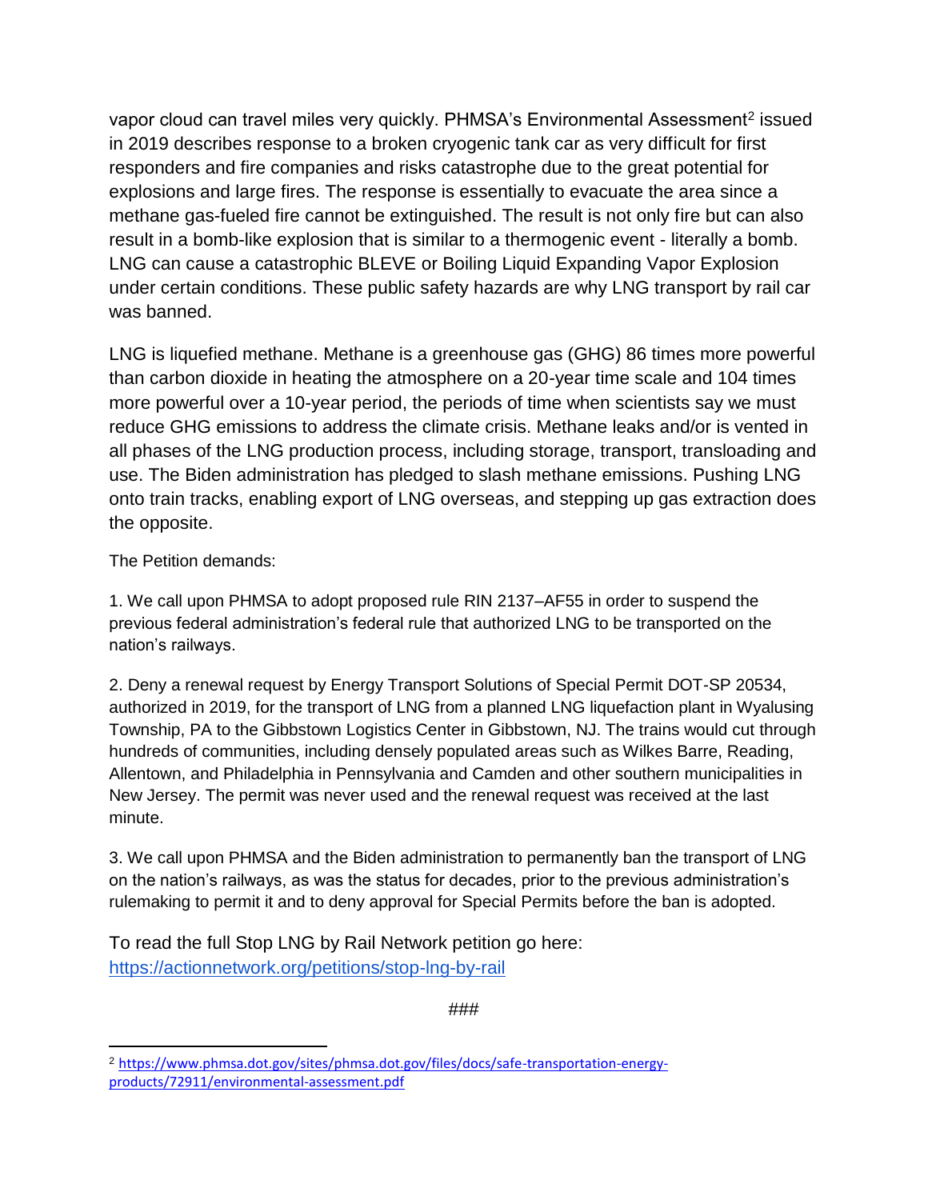vapor cloud can travel miles very quickly. PHMSA's Environmental Assessment[2] issued in 2019 describes response to a broken cryogenic tank car as very difficult for first responders and fire companies and risks catastrophe due to the great potential for explosions and large fires. The response is essentially to evacuate the area since a methane gas-fueled fire cannot be extinguished. The result is not only fire but can also result in a bomb-like explosion that is similar to a thermogenic event - literally a bomb. LNG can cause a catastrophic BLEVE or Boiling Liquid Expanding Vapor Explosion under certain conditions. These public safety hazards are why LNG transport by rail car was banned.

LNG is liquefied methane. Methane is a greenhouse gas (GHG) 86 times more powerful than carbon dioxide in heating the atmosphere on a 20-year time scale and 104 times more powerful over a 10-year period, the periods of time when scientists say we must reduce GHG emissions to address the climate crisis. Methane leaks and/or is vented in all phases of the LNG production process, including storage, transport, transloading and use. The Biden administration has pledged to slash methane emissions. Pushing LNG onto train tracks, enabling export of LNG overseas, and stepping up gas extraction does the opposite.

The Petition demands:

1. We call upon PHMSA to adopt proposed rule RIN 2137–AF55 in order to suspend the previous federal administration's federal rule that authorized LNG to be transported on the nation's railways.

2. Deny a renewal request by Energy Transport Solutions of Special Permit DOT-SP 20534, authorized in 2019, for the transport of LNG from a planned LNG liquefaction plant in Wyalusing Township, PA to the Gibbstown Logistics Center in Gibbstown, NJ. The trains would cut through hundreds of communities, including densely populated areas such as Wilkes Barre, Reading, Allentown, and Philadelphia in Pennsylvania and Camden and other southern municipalities in New Jersey. The permit was never used and the renewal request was received at the last minute.

3. We call upon PHMSA and the Biden administration to permanently ban the transport of LNG on the nation's railways, as was the status for decades, prior to the previous administration's rulemaking to permit it and to deny approval for Special Permits before the ban is adopted.

To read the full Stop LNG by Rail Network petition go here: https://actionnetwork.org/petitions/stop-lng-by-rail

###

[2] https://www.phmsa.dot.gov/sites/phmsa.dot.gov/files/docs/safe-transportation-energy-products/72911/environmental-assessment.pdf